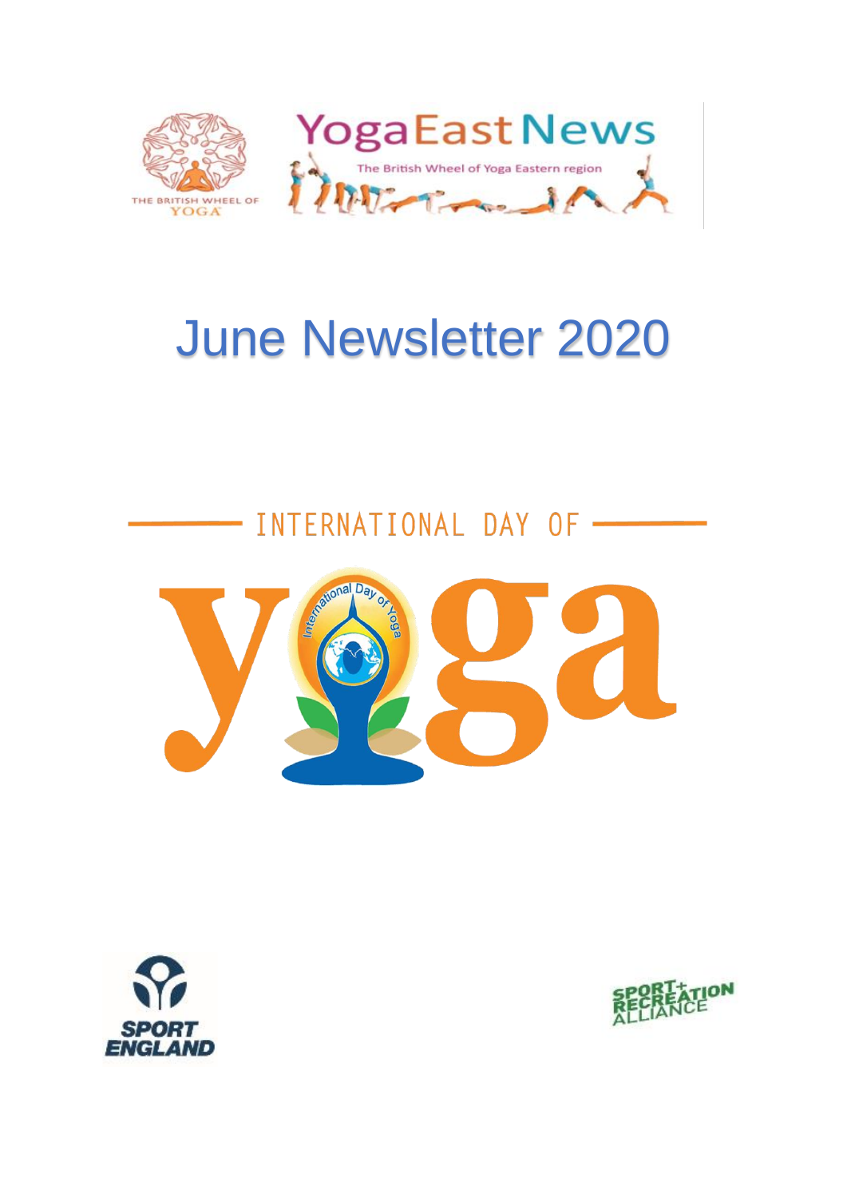YogaEast News

The British Wheel of Yoga Eastern region

# June Newsletter 2020

INTERNATIONAL DAY OF yoga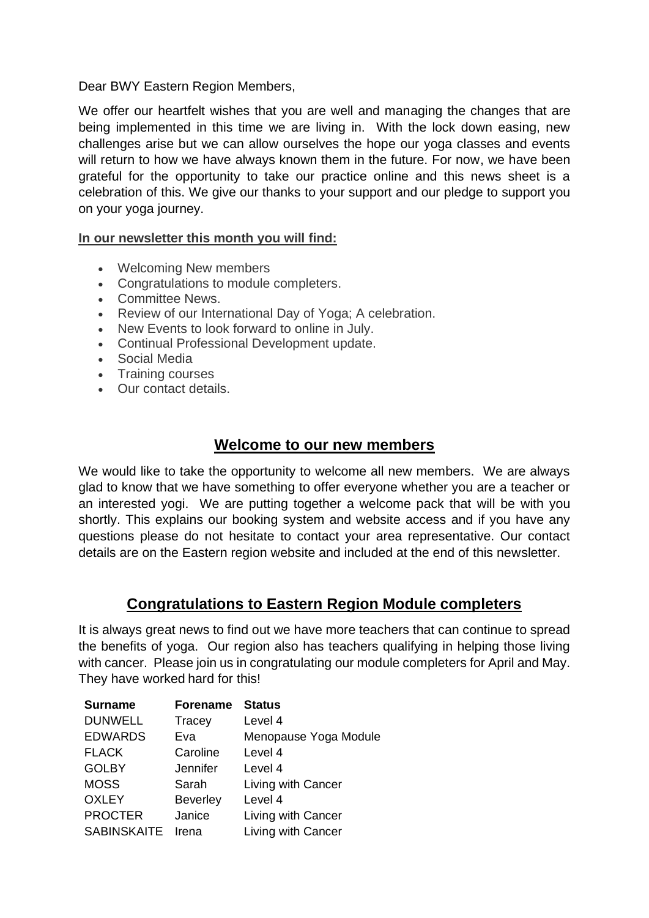Dear BWY Eastern Region Members,

We offer our heartfelt wishes that you are well and managing the changes that are being implemented in this time we are living in. With the lock down easing, new challenges arise but we can allow ourselves the hope our yoga classes and events will return to how we have always known them in the future. For now, we have been grateful for the opportunity to take our practice online and this news sheet is a celebration of this. We give our thanks to your support and our pledge to support you on your yoga journey.

**In our newsletter this month you will find:**

- Welcoming New members
- Congratulations to module completers.
- Committee News.
- Review of our International Day of Yoga; A celebration.
- New Events to look forward to online in July.
- Continual Professional Development update.
- Social Media
- Training courses
- Our contact details.

## Welcome to our new members

We would like to take the opportunity to welcome all new members. We are always glad to know that we have something to offer everyone whether you are a teacher or an interested yogi. We are putting together a welcome pack that will be with you shortly. This explains our booking system and website access and if you have any questions please do not hesitate to contact your area representative. Our contact details are on the Eastern region website and included at the end of this newsletter.

## Congratulations to Eastern Region Module completers

It is always great news to find out we have more teachers that can continue to spread the benefits of yoga. Our region also has teachers qualifying in helping those living with cancer. Please join us in congratulating our module completers for April and May. They have worked hard for this!

| Surname | Forename | Status |
|---|---|---|
| DUNWELL | Tracey | Level 4 |
| EDWARDS | Eva | Menopause Yoga Module |
| FLACK | Caroline | Level 4 |
| GOLBY | Jennifer | Level 4 |
| MOSS | Sarah | Living with Cancer |
| OXLEY | Beverley | Level 4 |
| PROCTER | Janice | Living with Cancer |
| SABINSKAITE | Irena | Living with Cancer |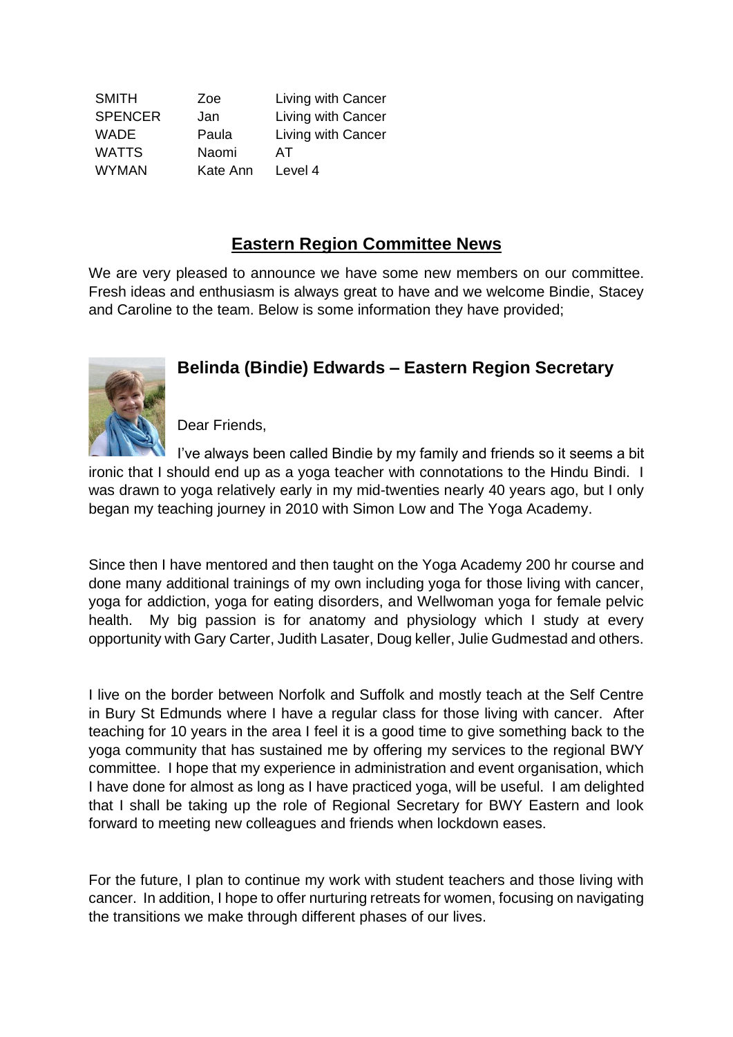| | | |
|---|---|---|
| SMITH | Zoe | Living with Cancer |
| SPENCER | Jan | Living with Cancer |
| WADE | Paula | Living with Cancer |
| WATTS | Naomi | AT |
| WYMAN | Kate Ann | Level 4 |

## Eastern Region Committee News

We are very pleased to announce we have some new members on our committee. Fresh ideas and enthusiasm is always great to have and we welcome Bindie, Stacey and Caroline to the team. Below is some information they have provided;

### Belinda (Bindie) Edwards – Eastern Region Secretary

Dear Friends,

I've always been called Bindie by my family and friends so it seems a bit ironic that I should end up as a yoga teacher with connotations to the Hindu Bindi. I was drawn to yoga relatively early in my mid-twenties nearly 40 years ago, but I only began my teaching journey in 2010 with Simon Low and The Yoga Academy.

Since then I have mentored and then taught on the Yoga Academy 200 hr course and done many additional trainings of my own including yoga for those living with cancer, yoga for addiction, yoga for eating disorders, and Wellwoman yoga for female pelvic health. My big passion is for anatomy and physiology which I study at every opportunity with Gary Carter, Judith Lasater, Doug keller, Julie Gudmestad and others.

I live on the border between Norfolk and Suffolk and mostly teach at the Self Centre in Bury St Edmunds where I have a regular class for those living with cancer. After teaching for 10 years in the area I feel it is a good time to give something back to the yoga community that has sustained me by offering my services to the regional BWY committee. I hope that my experience in administration and event organisation, which I have done for almost as long as I have practiced yoga, will be useful. I am delighted that I shall be taking up the role of Regional Secretary for BWY Eastern and look forward to meeting new colleagues and friends when lockdown eases.

For the future, I plan to continue my work with student teachers and those living with cancer. In addition, I hope to offer nurturing retreats for women, focusing on navigating the transitions we make through different phases of our lives.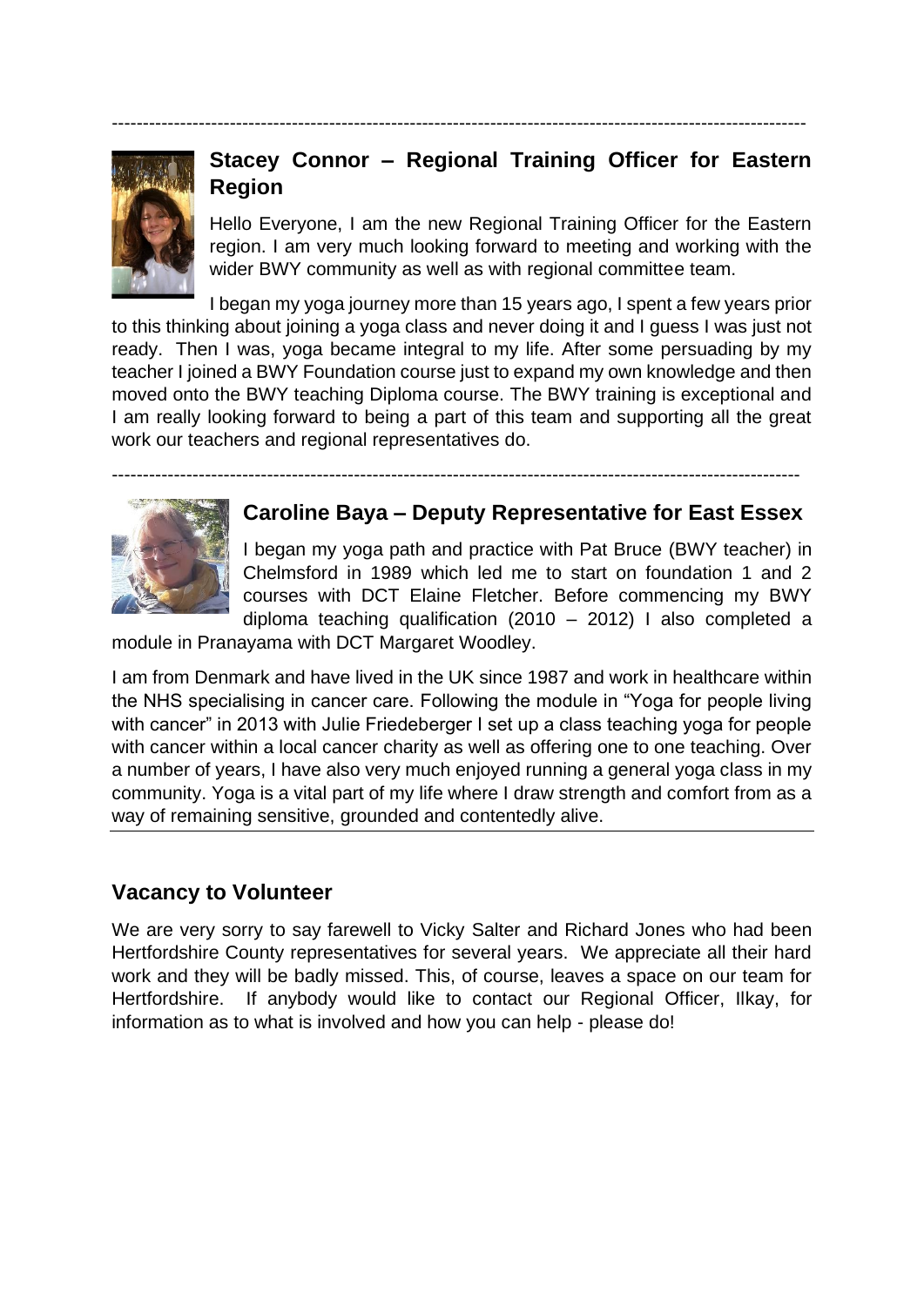---

## Stacey Connor – Regional Training Officer for Eastern Region

Hello Everyone, I am the new Regional Training Officer for the Eastern region. I am very much looking forward to meeting and working with the wider BWY community as well as with regional committee team.

I began my yoga journey more than 15 years ago, I spent a few years prior to this thinking about joining a yoga class and never doing it and I guess I was just not ready. Then I was, yoga became integral to my life. After some persuading by my teacher I joined a BWY Foundation course just to expand my own knowledge and then moved onto the BWY teaching Diploma course. The BWY training is exceptional and I am really looking forward to being a part of this team and supporting all the great work our teachers and regional representatives do.

---

## Caroline Baya – Deputy Representative for East Essex

I began my yoga path and practice with Pat Bruce (BWY teacher) in Chelmsford in 1989 which led me to start on foundation 1 and 2 courses with DCT Elaine Fletcher. Before commencing my BWY diploma teaching qualification (2010 – 2012) I also completed a module in Pranayama with DCT Margaret Woodley.

I am from Denmark and have lived in the UK since 1987 and work in healthcare within the NHS specialising in cancer care. Following the module in "Yoga for people living with cancer" in 2013 with Julie Friedeberger I set up a class teaching yoga for people with cancer within a local cancer charity as well as offering one to one teaching. Over a number of years, I have also very much enjoyed running a general yoga class in my community. Yoga is a vital part of my life where I draw strength and comfort from as a way of remaining sensitive, grounded and contentedly alive.

---

## Vacancy to Volunteer

We are very sorry to say farewell to Vicky Salter and Richard Jones who had been Hertfordshire County representatives for several years. We appreciate all their hard work and they will be badly missed. This, of course, leaves a space on our team for Hertfordshire. If anybody would like to contact our Regional Officer, Ilkay, for information as to what is involved and how you can help - please do!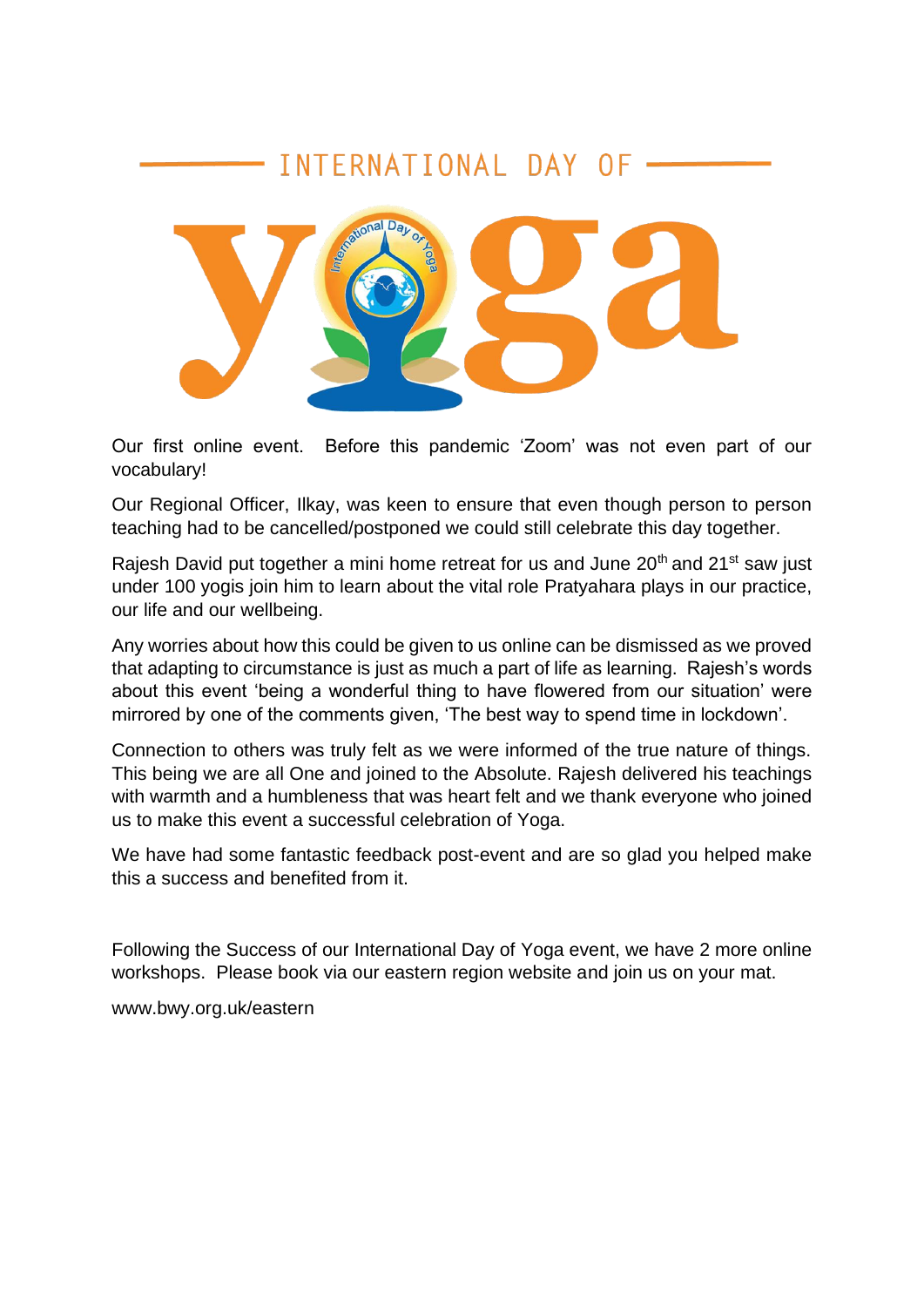# INTERNATIONAL DAY OF YOGA

Our first online event. Before this pandemic 'Zoom' was not even part of our vocabulary!

Our Regional Officer, Ilkay, was keen to ensure that even though person to person teaching had to be cancelled/postponed we could still celebrate this day together.

Rajesh David put together a mini home retreat for us and June 20th and 21st saw just under 100 yogis join him to learn about the vital role Pratyahara plays in our practice, our life and our wellbeing.

Any worries about how this could be given to us online can be dismissed as we proved that adapting to circumstance is just as much a part of life as learning. Rajesh's words about this event 'being a wonderful thing to have flowered from our situation' were mirrored by one of the comments given, 'The best way to spend time in lockdown'.

Connection to others was truly felt as we were informed of the true nature of things. This being we are all One and joined to the Absolute. Rajesh delivered his teachings with warmth and a humbleness that was heart felt and we thank everyone who joined us to make this event a successful celebration of Yoga.

We have had some fantastic feedback post-event and are so glad you helped make this a success and benefited from it.

Following the Success of our International Day of Yoga event, we have 2 more online workshops. Please book via our eastern region website and join us on your mat.

www.bwy.org.uk/eastern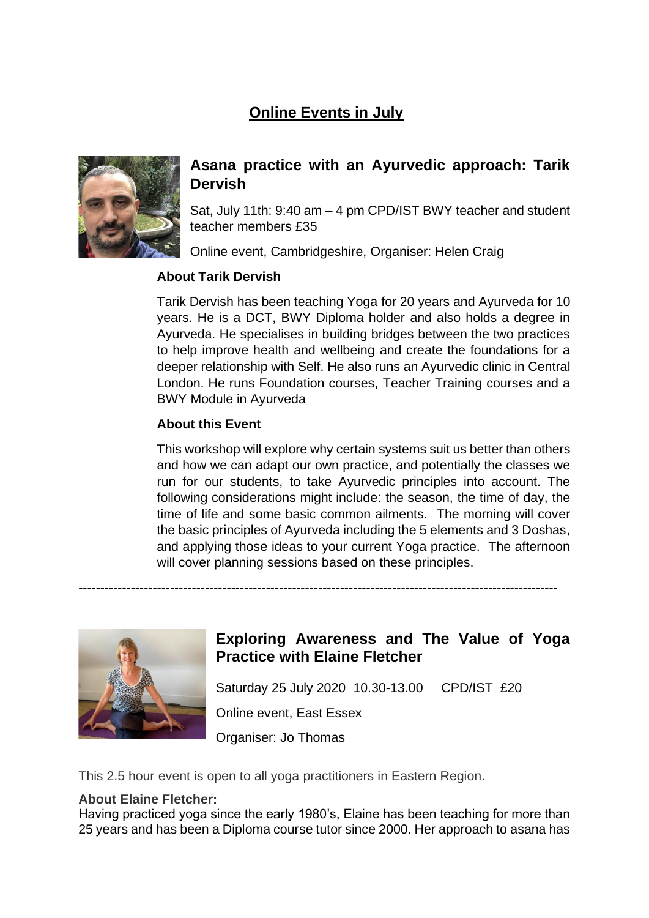# Online Events in July

## Asana practice with an Ayurvedic approach: Tarik Dervish

Sat, July 11th: 9:40 am – 4 pm CPD/IST BWY teacher and student teacher members £35

Online event, Cambridgeshire, Organiser: Helen Craig

**About Tarik Dervish**

Tarik Dervish has been teaching Yoga for 20 years and Ayurveda for 10 years. He is a DCT, BWY Diploma holder and also holds a degree in Ayurveda. He specialises in building bridges between the two practices to help improve health and wellbeing and create the foundations for a deeper relationship with Self. He also runs an Ayurvedic clinic in Central London. He runs Foundation courses, Teacher Training courses and a BWY Module in Ayurveda

**About this Event**

This workshop will explore why certain systems suit us better than others and how we can adapt our own practice, and potentially the classes we run for our students, to take Ayurvedic principles into account. The following considerations might include: the season, the time of day, the time of life and some basic common ailments. The morning will cover the basic principles of Ayurveda including the 5 elements and 3 Doshas, and applying those ideas to your current Yoga practice. The afternoon will cover planning sessions based on these principles.

---

## Exploring Awareness and The Value of Yoga Practice with Elaine Fletcher

Saturday 25 July 2020 10.30-13.00 CPD/IST £20

Online event, East Essex

Organiser: Jo Thomas

This 2.5 hour event is open to all yoga practitioners in Eastern Region.

**About Elaine Fletcher:**

Having practiced yoga since the early 1980's, Elaine has been teaching for more than 25 years and has been a Diploma course tutor since 2000. Her approach to asana has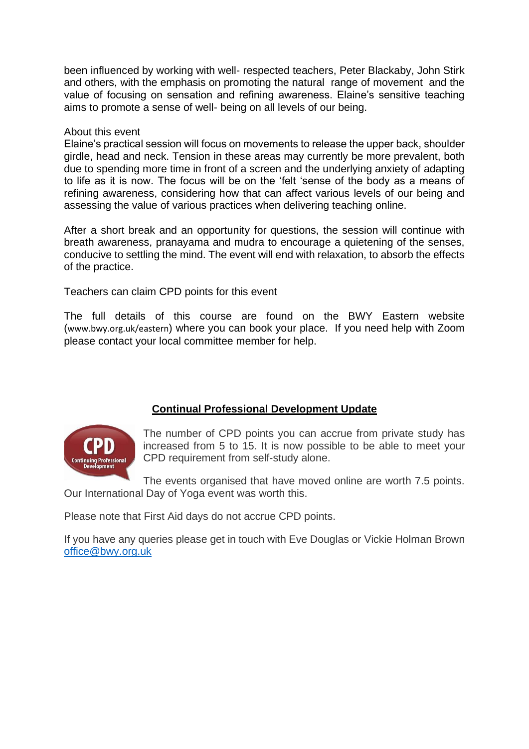been influenced by working with well- respected teachers, Peter Blackaby, John Stirk and others, with the emphasis on promoting the natural range of movement and the value of focusing on sensation and refining awareness. Elaine's sensitive teaching aims to promote a sense of well- being on all levels of our being.

About this event

Elaine's practical session will focus on movements to release the upper back, shoulder girdle, head and neck. Tension in these areas may currently be more prevalent, both due to spending more time in front of a screen and the underlying anxiety of adapting to life as it is now. The focus will be on the 'felt 'sense of the body as a means of refining awareness, considering how that can affect various levels of our being and assessing the value of various practices when delivering teaching online.

After a short break and an opportunity for questions, the session will continue with breath awareness, pranayama and mudra to encourage a quietening of the senses, conducive to settling the mind. The event will end with relaxation, to absorb the effects of the practice.

Teachers can claim CPD points for this event

The full details of this course are found on the BWY Eastern website (www.bwy.org.uk/eastern) where you can book your place. If you need help with Zoom please contact your local committee member for help.

## Continual Professional Development Update

The number of CPD points you can accrue from private study has increased from 5 to 15. It is now possible to be able to meet your CPD requirement from self-study alone.

The events organised that have moved online are worth 7.5 points. Our International Day of Yoga event was worth this.

Please note that First Aid days do not accrue CPD points.

If you have any queries please get in touch with Eve Douglas or Vickie Holman Brown office@bwy.org.uk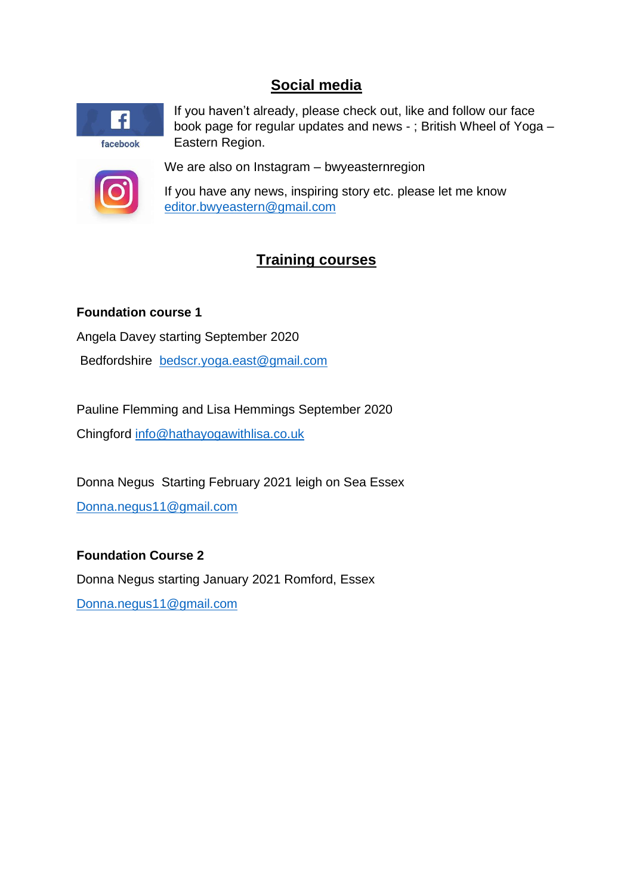## Social media

If you haven't already, please check out, like and follow our face book page for regular updates and news - ; British Wheel of Yoga – Eastern Region.

We are also on Instagram – bwyeasternregion

If you have any news, inspiring story etc. please let me know editor.bwyeastern@gmail.com

## Training courses

**Foundation course 1**

Angela Davey starting September 2020

Bedfordshire bedscr.yoga.east@gmail.com

Pauline Flemming and Lisa Hemmings September 2020

Chingford info@hathayogawithlisa.co.uk

Donna Negus Starting February 2021 leigh on Sea Essex

Donna.negus11@gmail.com

**Foundation Course 2**

Donna Negus starting January 2021 Romford, Essex

Donna.negus11@gmail.com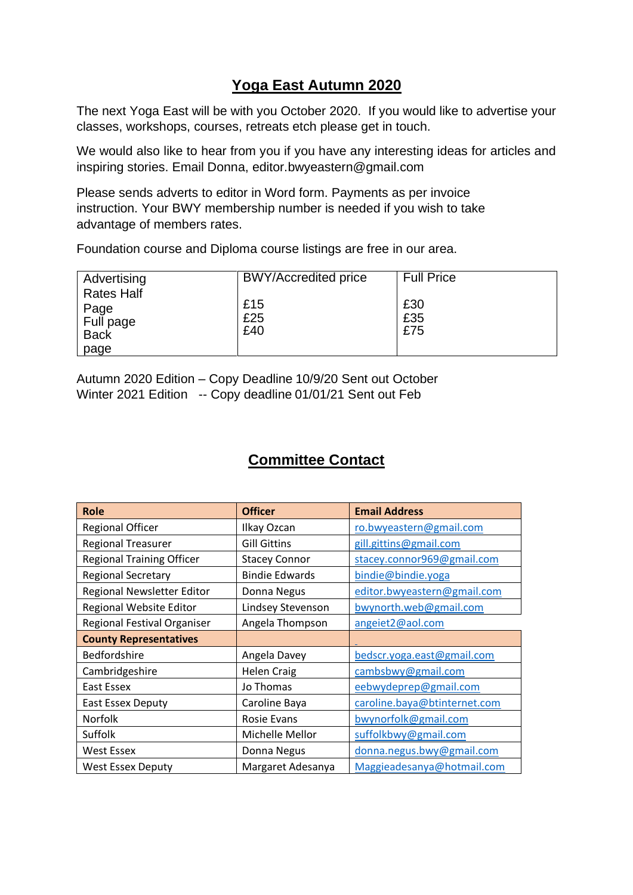## Yoga East Autumn 2020

The next Yoga East will be with you October 2020. If you would like to advertise your classes, workshops, courses, retreats etch please get in touch.

We would also like to hear from you if you have any interesting ideas for articles and inspiring stories. Email Donna, editor.bwyeastern@gmail.com

Please sends adverts to editor in Word form. Payments as per invoice instruction. Your BWY membership number is needed if you wish to take advantage of members rates.

Foundation course and Diploma course listings are free in our area.

| Advertising Rates | BWY/Accredited price | Full Price |
|---|---|---|
| Half Page | £15 | £30 |
| Full page | £25 | £35 |
| Back page | £40 | £75 |

Autumn 2020 Edition – Copy Deadline 10/9/20 Sent out October
Winter 2021 Edition -- Copy deadline 01/01/21 Sent out Feb

## Committee Contact

| Role | Officer | Email Address |
|---|---|---|
| Regional Officer | Ilkay Ozcan | ro.bwyeastern@gmail.com |
| Regional Treasurer | Gill Gittins | gill.gittins@gmail.com |
| Regional Training Officer | Stacey Connor | stacey.connor969@gmail.com |
| Regional Secretary | Bindie Edwards | bindie@bindie.yoga |
| Regional Newsletter Editor | Donna Negus | editor.bwyeastern@gmail.com |
| Regional Website Editor | Lindsey Stevenson | bwynorth.web@gmail.com |
| Regional Festival Organiser | Angela Thompson | angeiet2@aol.com |
| **County Representatives** | | |
| Bedfordshire | Angela Davey | bedscr.yoga.east@gmail.com |
| Cambridgeshire | Helen Craig | cambsbwy@gmail.com |
| East Essex | Jo Thomas | eebwydeprep@gmail.com |
| East Essex Deputy | Caroline Baya | caroline.baya@btinternet.com |
| Norfolk | Rosie Evans | bwynorfolk@gmail.com |
| Suffolk | Michelle Mellor | suffolkbwy@gmail.com |
| West Essex | Donna Negus | donna.negus.bwy@gmail.com |
| West Essex Deputy | Margaret Adesanya | Maggieadesanya@hotmail.com |